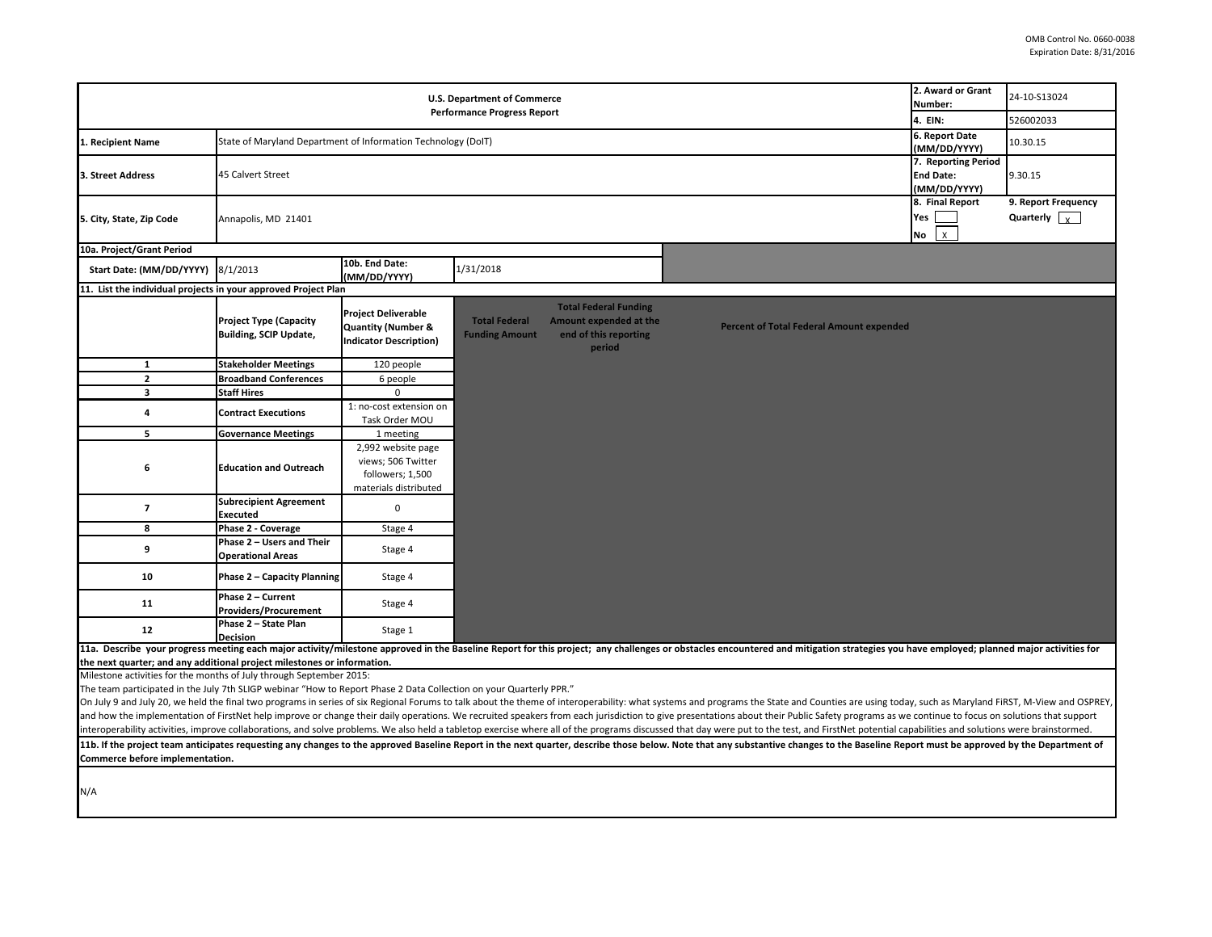OMB Control No. 0660-0038
Expiration Date: 8/31/2016

| U.S. Department of Commerce Performance Progress Report | | 2. Award or Grant Number: | 24-10-S13024 |
|---|---|---|---|
| | | 4. EIN: | 526002033 |
| 1. Recipient Name | State of Maryland Department of Information Technology (DoIT) | 6. Report Date (MM/DD/YYYY) | 10.30.15 |
| 3. Street Address | 45 Calvert Street | 7. Reporting Period End Date: (MM/DD/YYYY) | 9.30.15 |
| 5. City, State, Zip Code | Annapolis, MD 21401 | 8. Final Report Yes [ ] No [X] | 9. Report Frequency Quarterly [X] |

**10a. Project/Grant Period**

| Start Date: (MM/DD/YYYY) | 8/1/2013 | 10b. End Date: (MM/DD/YYYY) | 1/31/2018 |
|---|---|---|---|

**11. List the individual projects in your approved Project Plan**

| | Project Type (Capacity Building, SCIP Update, | Project Deliverable Quantity (Number & Indicator Description) | Total Federal Funding Amount | Total Federal Funding Amount expended at the end of this reporting period | Percent of Total Federal Amount expended |
|---|---|---|---|---|---|
| 1 | Stakeholder Meetings | 120 people | | | |
| 2 | Broadband Conferences | 6 people | | | |
| 3 | Staff Hires | 0 | | | |
| 4 | Contract Executions | 1: no-cost extension on Task Order MOU | | | |
| 5 | Governance Meetings | 1 meeting | | | |
| 6 | Education and Outreach | 2,992 website page views; 506 Twitter followers; 1,500 materials distributed | | | |
| 7 | Subrecipient Agreement Executed | 0 | | | |
| 8 | Phase 2 - Coverage | Stage 4 | | | |
| 9 | Phase 2 – Users and Their Operational Areas | Stage 4 | | | |
| 10 | Phase 2 – Capacity Planning | Stage 4 | | | |
| 11 | Phase 2 – Current Providers/Procurement | Stage 4 | | | |
| 12 | Phase 2 – State Plan Decision | Stage 1 | | | |

**11a. Describe your progress meeting each major activity/milestone approved in the Baseline Report for this project; any challenges or obstacles encountered and mitigation strategies you have employed; planned major activities for the next quarter; and any additional project milestones or information.**

Milestone activities for the months of July through September 2015:

The team participated in the July 7th SLIGP webinar "How to Report Phase 2 Data Collection on your Quarterly PPR."

On July 9 and July 20, we held the final two programs in series of six Regional Forums to talk about the theme of interoperability: what systems and programs the State and Counties are using today, such as Maryland FiRST, M-View and OSPREY, and how the implementation of FirstNet help improve or change their daily operations. We recruited speakers from each jurisdiction to give presentations about their Public Safety programs as we continue to focus on solutions that support interoperability activities, improve collaborations, and solve problems. We also held a tabletop exercise where all of the programs discussed that day were put to the test, and FirstNet potential capabilities and solutions were brainstormed.

**11b. If the project team anticipates requesting any changes to the approved Baseline Report in the next quarter, describe those below. Note that any substantive changes to the Baseline Report must be approved by the Department of Commerce before implementation.**

N/A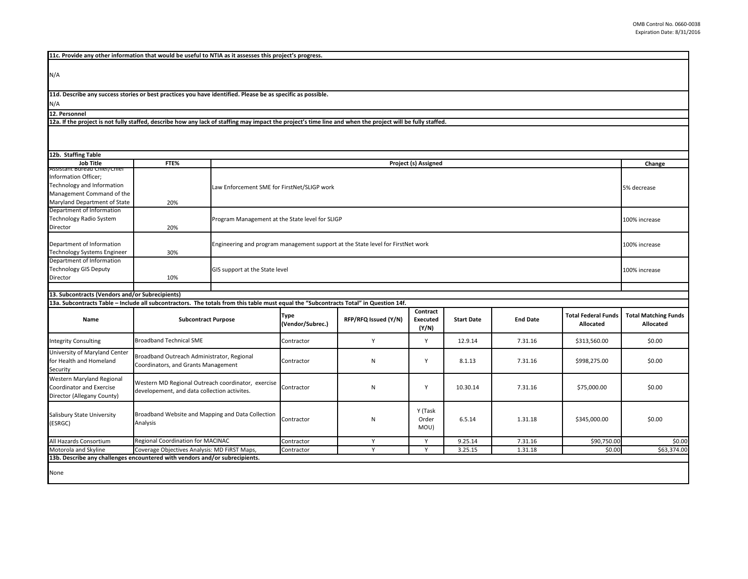**11c. Provide any other information that would be useful to NTIA as it assesses this project's progress.**

N/A

**11d. Describe any success stories or best practices you have identified. Please be as specific as possible.**

N/A

**12. Personnel**

**12a. If the project is not fully staffed, describe how any lack of staffing may impact the project's time line and when the project will be fully staffed.**

**12b. Staffing Table**

| Job Title | FTE% | Project (s) Assigned | Change |
|---|---|---|---|
| Assistant Bureau Chief/Chief Information Officer; Technology and Information Management Command of the Maryland Department of State | 20% | Law Enforcement SME for FirstNet/SLIGP work | 5% decrease |
| Department of Information Technology Radio System Director | 20% | Program Management at the State level for SLIGP | 100% increase |
| Department of Information Technology Systems Engineer | 30% | Engineering and program management support at the State level for FirstNet work | 100% increase |
| Department of Information Technology GIS Deputy Director | 10% | GIS support at the State level | 100% increase |
| | | | |

**13. Subcontracts (Vendors and/or Subrecipients)**

**13a. Subcontracts Table – Include all subcontractors. The totals from this table must equal the "Subcontracts Total" in Question 14f.**

| Name | Subcontract Purpose | Type (Vendor/Subrec.) | RFP/RFQ Issued (Y/N) | Contract Executed (Y/N) | Start Date | End Date | Total Federal Funds Allocated | Total Matching Funds Allocated |
|---|---|---|---|---|---|---|---|---|
| Integrity Consulting | Broadband Technical SME | Contractor | Y | Y | 12.9.14 | 7.31.16 | $313,560.00 | $0.00 |
| University of Maryland Center for Health and Homeland Security | Broadband Outreach Administrator, Regional Coordinators, and Grants Management | Contractor | N | Y | 8.1.13 | 7.31.16 | $998,275.00 | $0.00 |
| Western Maryland Regional Coordinator and Exercise Director (Allegany County) | Western MD Regional Outreach coordinator, exercise developement, and data collection activites. | Contractor | N | Y | 10.30.14 | 7.31.16 | $75,000.00 | $0.00 |
| Salisbury State University (ESRGC) | Broadband Website and Mapping and Data Collection Analysis | Contractor | N | Y (Task Order MOU) | 6.5.14 | 1.31.18 | $345,000.00 | $0.00 |
| All Hazards Consortium | Regional Coordination for MACINAC | Contractor | Y | Y | 9.25.14 | 7.31.16 | $90,750.00 | $0.00 |
| Motorola and Skyline | Coverage Objectives Analysis: MD FiRST Maps, | Contractor | Y | Y | 3.25.15 | 1.31.18 | $0.00 | $63,374.00 |

**13b. Describe any challenges encountered with vendors and/or subrecipients.**

None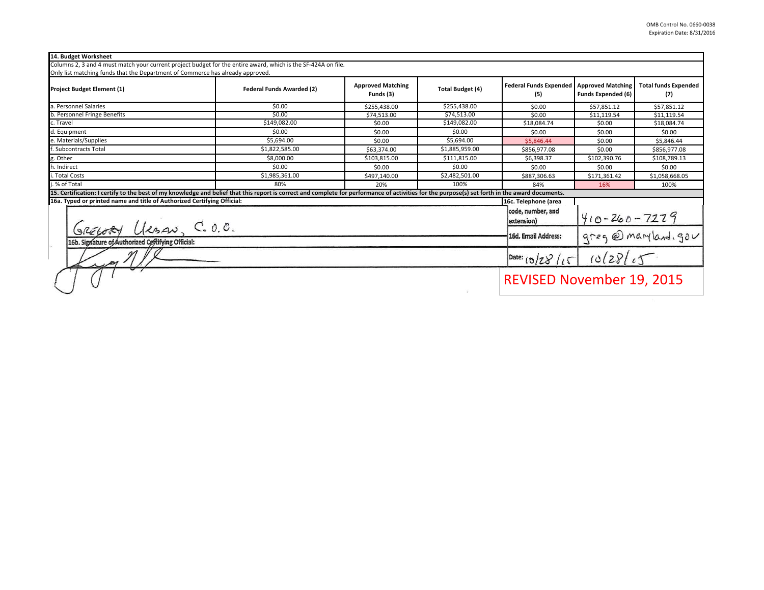OMB Control No. 0660-0038
Expiration Date: 8/31/2016

**14. Budget Worksheet**

Columns 2, 3 and 4 must match your current project budget for the entire award, which is the SF-424A on file.
Only list matching funds that the Department of Commerce has already approved.

| Project Budget Element (1) | Federal Funds Awarded (2) | Approved Matching Funds (3) | Total Budget (4) | Federal Funds Expended (5) | Approved Matching Funds Expended (6) | Total funds Expended (7) |
|---|---|---|---|---|---|---|
| a. Personnel Salaries | $0.00 | $255,438.00 | $255,438.00 | $0.00 | $57,851.12 | $57,851.12 |
| b. Personnel Fringe Benefits | $0.00 | $74,513.00 | $74,513.00 | $0.00 | $11,119.54 | $11,119.54 |
| c. Travel | $149,082.00 | $0.00 | $149,082.00 | $18,084.74 | $0.00 | $18,084.74 |
| d. Equipment | $0.00 | $0.00 | $0.00 | $0.00 | $0.00 | $0.00 |
| e. Materials/Supplies | $5,694.00 | $0.00 | $5,694.00 | $5,846.44 | $0.00 | $5,846.44 |
| f. Subcontracts Total | $1,822,585.00 | $63,374.00 | $1,885,959.00 | $856,977.08 | $0.00 | $856,977.08 |
| g. Other | $8,000.00 | $103,815.00 | $111,815.00 | $6,398.37 | $102,390.76 | $108,789.13 |
| h. Indirect | $0.00 | $0.00 | $0.00 | $0.00 | $0.00 | $0.00 |
| i. Total Costs | $1,985,361.00 | $497,140.00 | $2,482,501.00 | $887,306.63 | $171,361.42 | $1,058,668.05 |
| j. % of Total | 80% | 20% | 100% | 84% | 16% | 100% |

**15. Certification: I certify to the best of my knowledge and belief that this report is correct and complete for performance of activities for the purpose(s) set forth in the award documents.**

**16a. Typed or printed name and title of Authorized Certifying Official:**

Gregory Urban, C.O.O.

**16b. Signature of Authorized Certifying Official:**

[signature]

**16c. Telephone (area code, number, and extension)** 410-260-7279

**16d. Email Address:** greg@maryland.gov

**Date:** 10/28/15 10/28/15

REVISED November 19, 2015